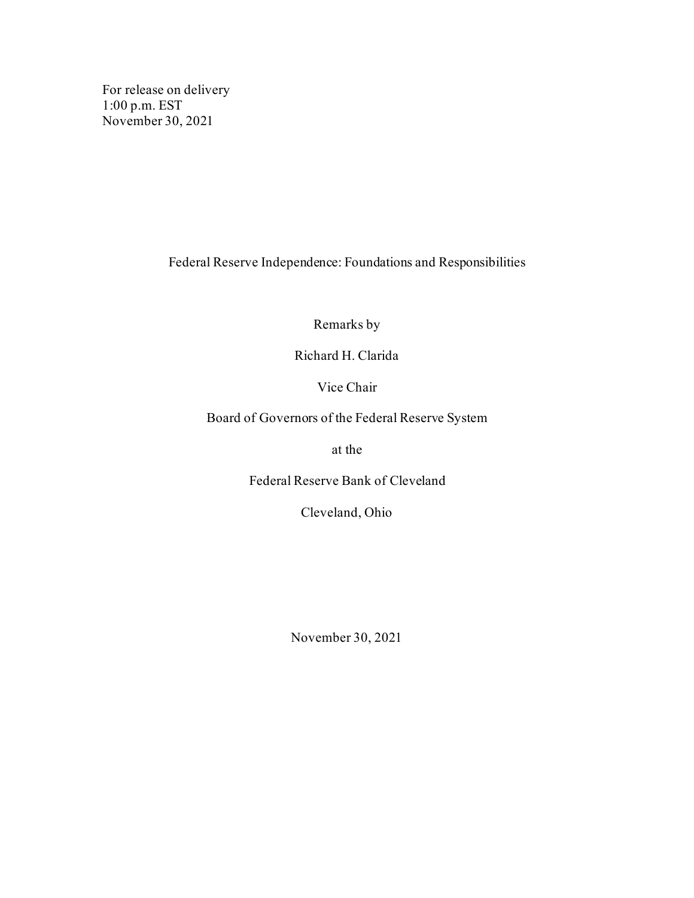For release on delivery
1:00 p.m. EST
November 30, 2021

# Federal Reserve Independence: Foundations and Responsibilities

Remarks by

Richard H. Clarida

Vice Chair

Board of Governors of the Federal Reserve System

at the

Federal Reserve Bank of Cleveland

Cleveland, Ohio

November 30, 2021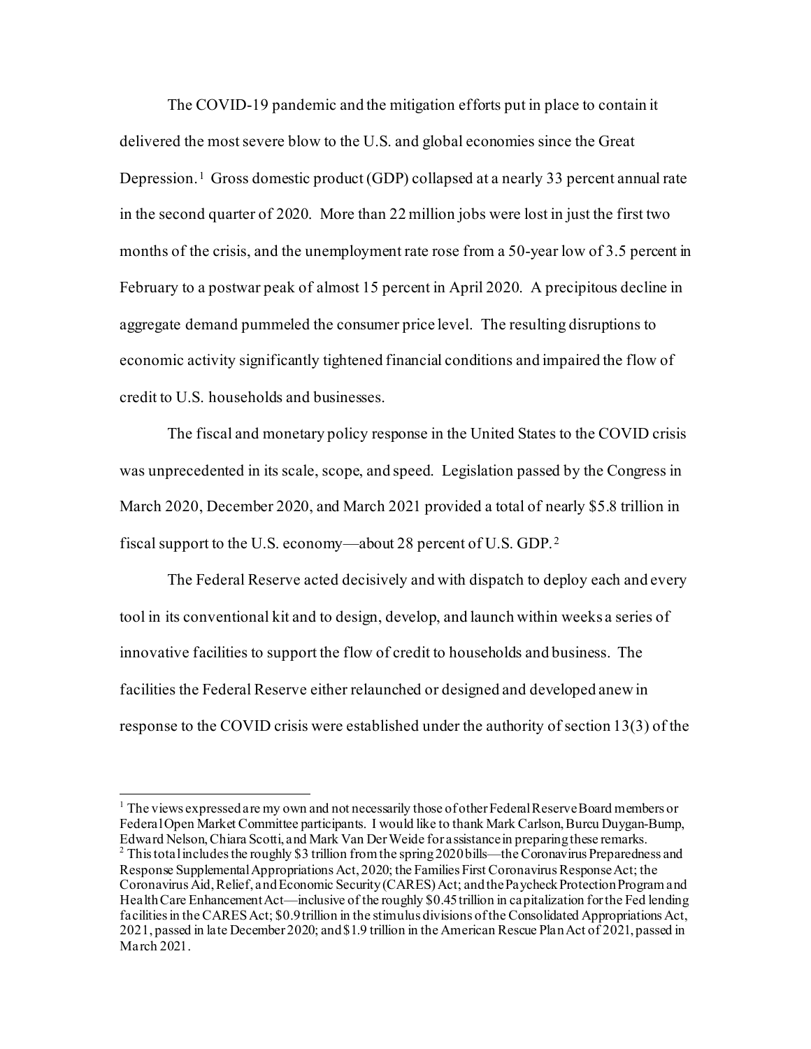The COVID-19 pandemic and the mitigation efforts put in place to contain it delivered the most severe blow to the U.S. and global economies since the Great Depression.[1] Gross domestic product (GDP) collapsed at a nearly 33 percent annual rate in the second quarter of 2020. More than 22 million jobs were lost in just the first two months of the crisis, and the unemployment rate rose from a 50-year low of 3.5 percent in February to a postwar peak of almost 15 percent in April 2020. A precipitous decline in aggregate demand pummeled the consumer price level. The resulting disruptions to economic activity significantly tightened financial conditions and impaired the flow of credit to U.S. households and businesses.

The fiscal and monetary policy response in the United States to the COVID crisis was unprecedented in its scale, scope, and speed. Legislation passed by the Congress in March 2020, December 2020, and March 2021 provided a total of nearly $5.8 trillion in fiscal support to the U.S. economy—about 28 percent of U.S. GDP.[2]

The Federal Reserve acted decisively and with dispatch to deploy each and every tool in its conventional kit and to design, develop, and launch within weeks a series of innovative facilities to support the flow of credit to households and business. The facilities the Federal Reserve either relaunched or designed and developed anew in response to the COVID crisis were established under the authority of section 13(3) of the

---

[1] The views expressed are my own and not necessarily those of other Federal Reserve Board members or Federal Open Market Committee participants. I would like to thank Mark Carlson, Burcu Duygan-Bump, Edward Nelson, Chiara Scotti, and Mark Van Der Weide for assistance in preparing these remarks.

[2] This total includes the roughly $3 trillion from the spring 2020 bills—the Coronavirus Preparedness and Response Supplemental Appropriations Act, 2020; the Families First Coronavirus Response Act; the Coronavirus Aid, Relief, and Economic Security (CARES) Act; and the Paycheck Protection Program and Health Care Enhancement Act—inclusive of the roughly $0.45 trillion in capitalization for the Fed lending facilities in the CARES Act; $0.9 trillion in the stimulus divisions of the Consolidated Appropriations Act, 2021, passed in late December 2020; and $1.9 trillion in the American Rescue Plan Act of 2021, passed in March 2021.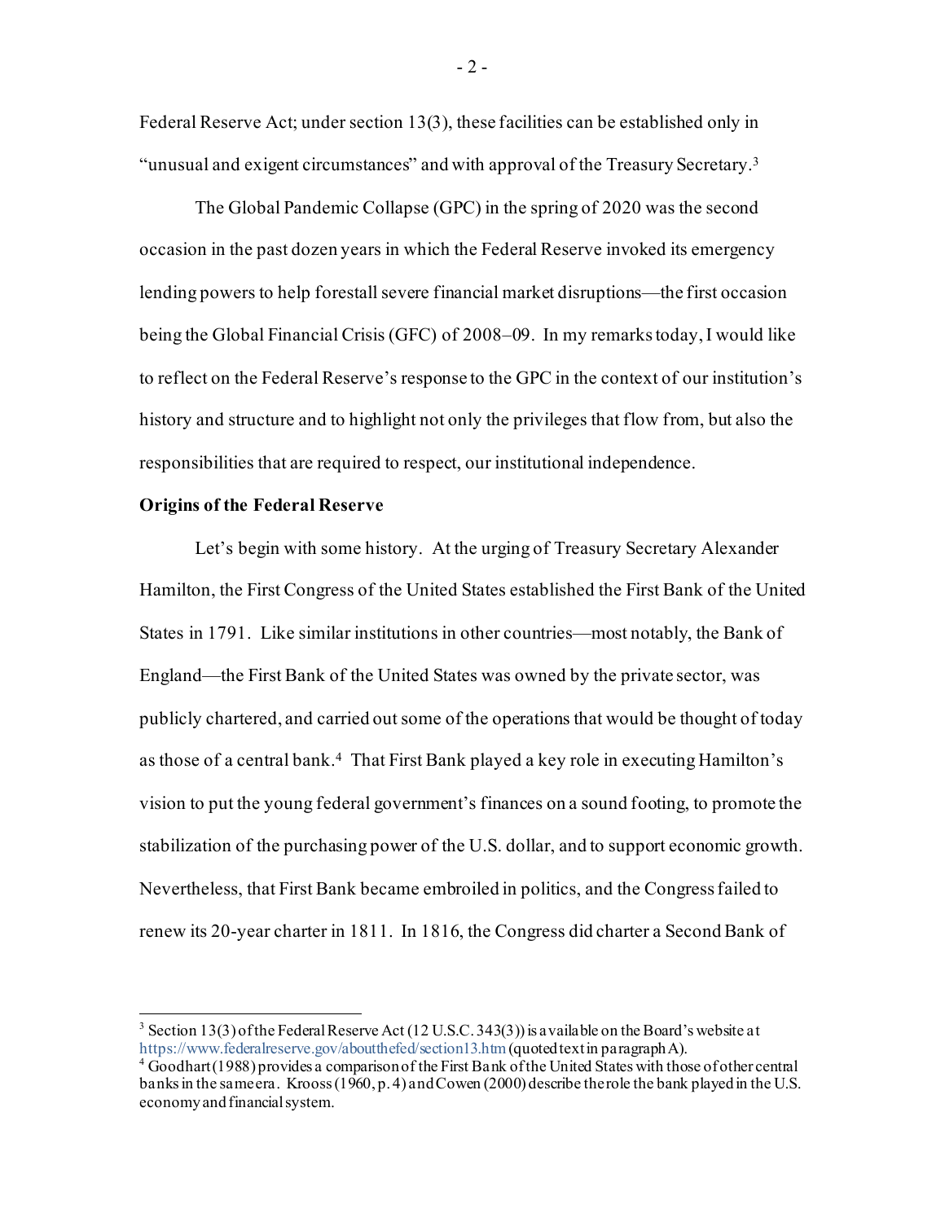Federal Reserve Act; under section 13(3), these facilities can be established only in "unusual and exigent circumstances" and with approval of the Treasury Secretary.[3]

The Global Pandemic Collapse (GPC) in the spring of 2020 was the second occasion in the past dozen years in which the Federal Reserve invoked its emergency lending powers to help forestall severe financial market disruptions—the first occasion being the Global Financial Crisis (GFC) of 2008–09. In my remarks today, I would like to reflect on the Federal Reserve's response to the GPC in the context of our institution's history and structure and to highlight not only the privileges that flow from, but also the responsibilities that are required to respect, our institutional independence.

**Origins of the Federal Reserve**

Let's begin with some history. At the urging of Treasury Secretary Alexander Hamilton, the First Congress of the United States established the First Bank of the United States in 1791. Like similar institutions in other countries—most notably, the Bank of England—the First Bank of the United States was owned by the private sector, was publicly chartered, and carried out some of the operations that would be thought of today as those of a central bank.[4] That First Bank played a key role in executing Hamilton's vision to put the young federal government's finances on a sound footing, to promote the stabilization of the purchasing power of the U.S. dollar, and to support economic growth. Nevertheless, that First Bank became embroiled in politics, and the Congress failed to renew its 20-year charter in 1811. In 1816, the Congress did charter a Second Bank of

---

[3] Section 13(3) of the Federal Reserve Act (12 U.S.C. 343(3)) is available on the Board's website at https://www.federalreserve.gov/aboutthefed/section13.htm (quoted text in paragraph A).

[4] Goodhart (1988) provides a comparison of the First Bank of the United States with those of other central banks in the same era. Krooss (1960, p. 4) and Cowen (2000) describe the role the bank played in the U.S. economy and financial system.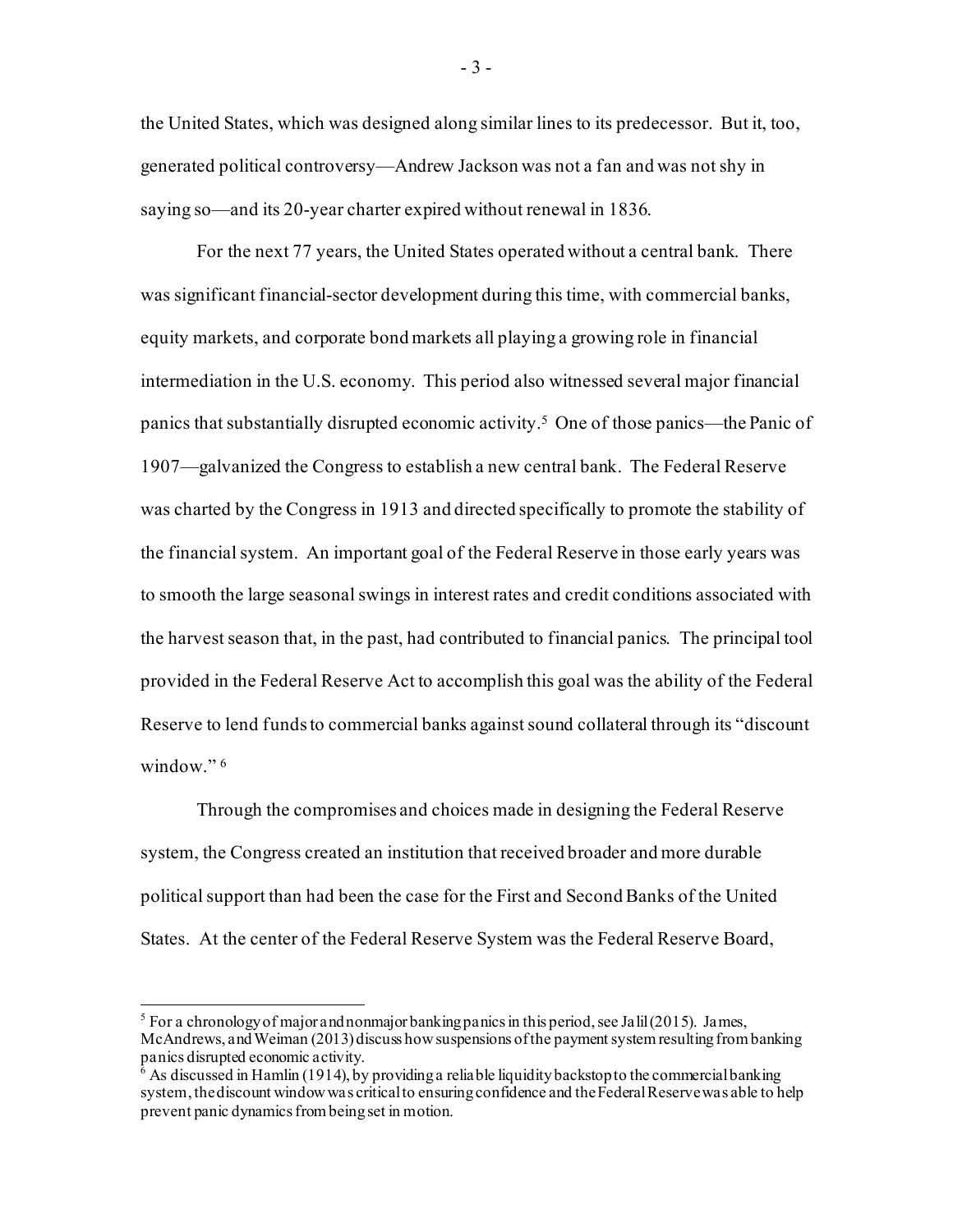the United States, which was designed along similar lines to its predecessor. But it, too, generated political controversy—Andrew Jackson was not a fan and was not shy in saying so—and its 20-year charter expired without renewal in 1836.

For the next 77 years, the United States operated without a central bank. There was significant financial-sector development during this time, with commercial banks, equity markets, and corporate bond markets all playing a growing role in financial intermediation in the U.S. economy. This period also witnessed several major financial panics that substantially disrupted economic activity.[5] One of those panics—the Panic of 1907—galvanized the Congress to establish a new central bank. The Federal Reserve was charted by the Congress in 1913 and directed specifically to promote the stability of the financial system. An important goal of the Federal Reserve in those early years was to smooth the large seasonal swings in interest rates and credit conditions associated with the harvest season that, in the past, had contributed to financial panics. The principal tool provided in the Federal Reserve Act to accomplish this goal was the ability of the Federal Reserve to lend funds to commercial banks against sound collateral through its "discount window."[6]

Through the compromises and choices made in designing the Federal Reserve system, the Congress created an institution that received broader and more durable political support than had been the case for the First and Second Banks of the United States. At the center of the Federal Reserve System was the Federal Reserve Board,

---

[5] For a chronology of major and nonmajor banking panics in this period, see Jalil (2015). James, McAndrews, and Weiman (2013) discuss how suspensions of the payment system resulting from banking panics disrupted economic activity.

[6] As discussed in Hamlin (1914), by providing a reliable liquidity backstop to the commercial banking system, the discount window was critical to ensuring confidence and the Federal Reserve was able to help prevent panic dynamics from being set in motion.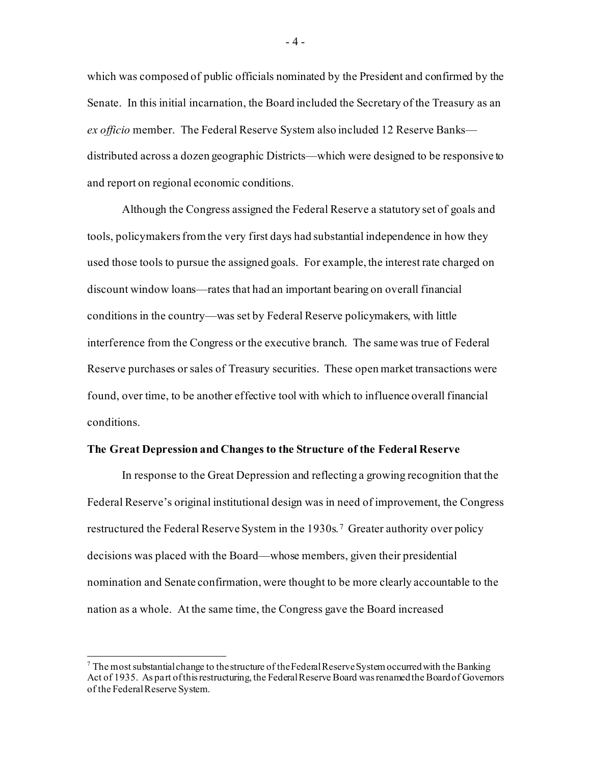which was composed of public officials nominated by the President and confirmed by the Senate. In this initial incarnation, the Board included the Secretary of the Treasury as an *ex officio* member. The Federal Reserve System also included 12 Reserve Banks—distributed across a dozen geographic Districts—which were designed to be responsive to and report on regional economic conditions.

Although the Congress assigned the Federal Reserve a statutory set of goals and tools, policymakers from the very first days had substantial independence in how they used those tools to pursue the assigned goals. For example, the interest rate charged on discount window loans—rates that had an important bearing on overall financial conditions in the country—was set by Federal Reserve policymakers, with little interference from the Congress or the executive branch. The same was true of Federal Reserve purchases or sales of Treasury securities. These open market transactions were found, over time, to be another effective tool with which to influence overall financial conditions.

**The Great Depression and Changes to the Structure of the Federal Reserve**

In response to the Great Depression and reflecting a growing recognition that the Federal Reserve's original institutional design was in need of improvement, the Congress restructured the Federal Reserve System in the 1930s.[7] Greater authority over policy decisions was placed with the Board—whose members, given their presidential nomination and Senate confirmation, were thought to be more clearly accountable to the nation as a whole. At the same time, the Congress gave the Board increased

---

[7] The most substantial change to the structure of the Federal Reserve System occurred with the Banking Act of 1935. As part of this restructuring, the Federal Reserve Board was renamed the Board of Governors of the Federal Reserve System.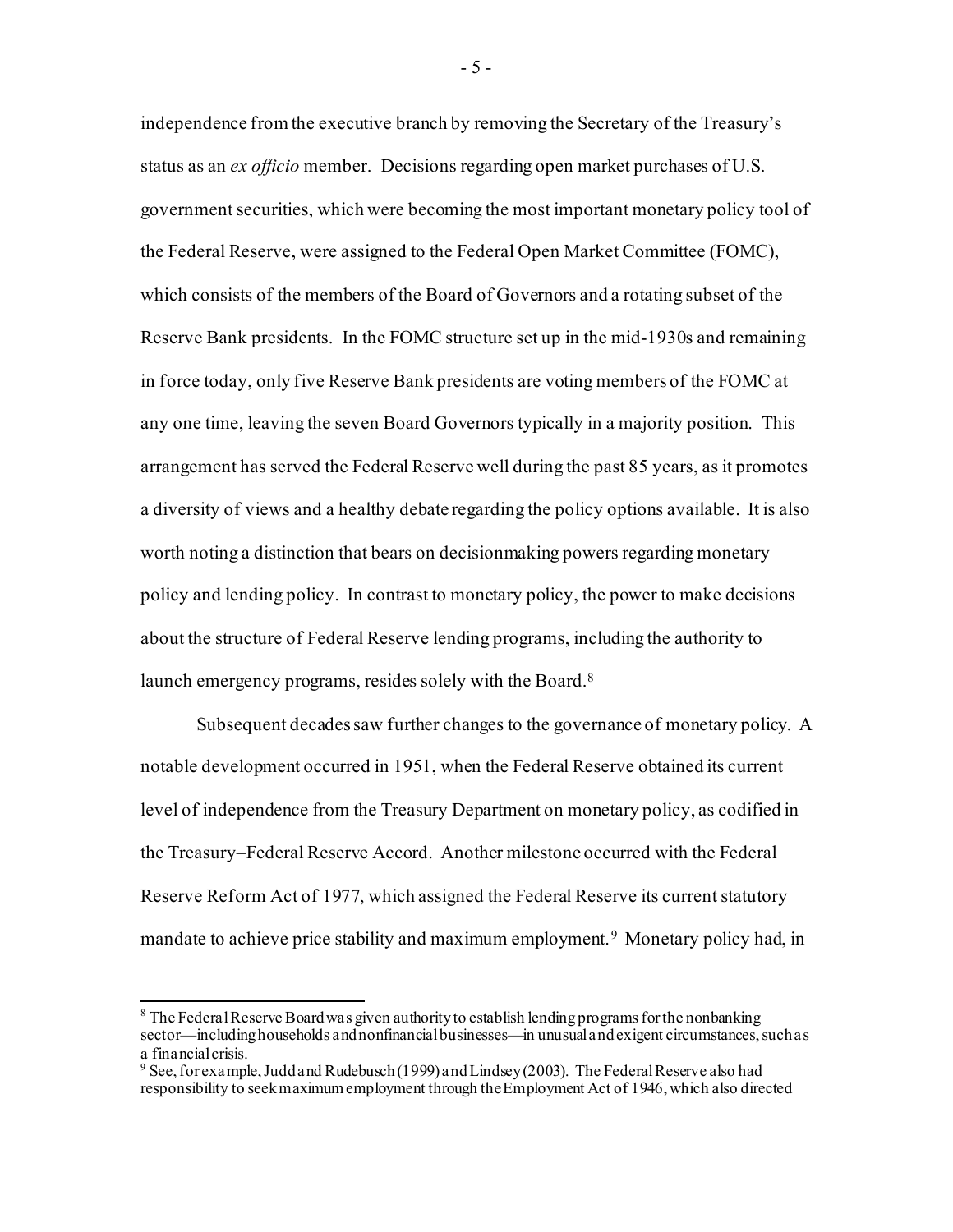independence from the executive branch by removing the Secretary of the Treasury's status as an *ex officio* member. Decisions regarding open market purchases of U.S. government securities, which were becoming the most important monetary policy tool of the Federal Reserve, were assigned to the Federal Open Market Committee (FOMC), which consists of the members of the Board of Governors and a rotating subset of the Reserve Bank presidents. In the FOMC structure set up in the mid-1930s and remaining in force today, only five Reserve Bank presidents are voting members of the FOMC at any one time, leaving the seven Board Governors typically in a majority position. This arrangement has served the Federal Reserve well during the past 85 years, as it promotes a diversity of views and a healthy debate regarding the policy options available. It is also worth noting a distinction that bears on decisionmaking powers regarding monetary policy and lending policy. In contrast to monetary policy, the power to make decisions about the structure of Federal Reserve lending programs, including the authority to launch emergency programs, resides solely with the Board.[8]

Subsequent decades saw further changes to the governance of monetary policy. A notable development occurred in 1951, when the Federal Reserve obtained its current level of independence from the Treasury Department on monetary policy, as codified in the Treasury–Federal Reserve Accord. Another milestone occurred with the Federal Reserve Reform Act of 1977, which assigned the Federal Reserve its current statutory mandate to achieve price stability and maximum employment.[9] Monetary policy had, in

---

[8] The Federal Reserve Board was given authority to establish lending programs for the nonbanking sector—including households and nonfinancial businesses—in unusual and exigent circumstances, such as a financial crisis.

[9] See, for example, Judd and Rudebusch (1999) and Lindsey (2003). The Federal Reserve also had responsibility to seek maximum employment through the Employment Act of 1946, which also directed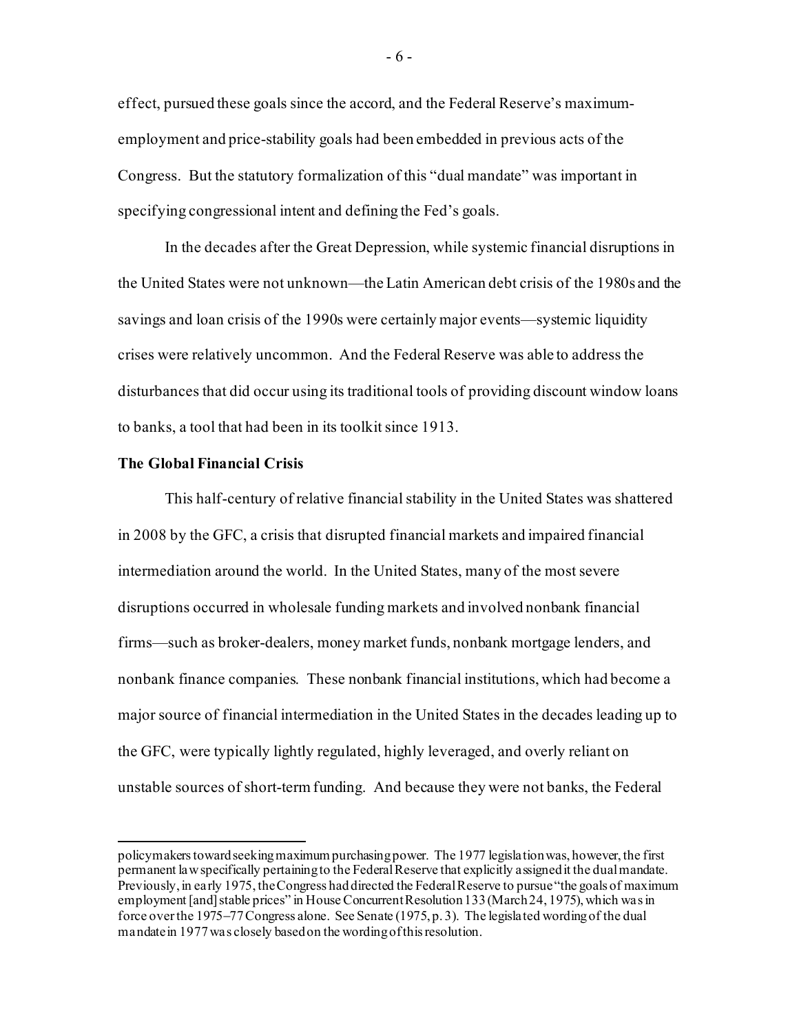effect, pursued these goals since the accord, and the Federal Reserve's maximum-employment and price-stability goals had been embedded in previous acts of the Congress. But the statutory formalization of this "dual mandate" was important in specifying congressional intent and defining the Fed's goals.

In the decades after the Great Depression, while systemic financial disruptions in the United States were not unknown—the Latin American debt crisis of the 1980s and the savings and loan crisis of the 1990s were certainly major events—systemic liquidity crises were relatively uncommon. And the Federal Reserve was able to address the disturbances that did occur using its traditional tools of providing discount window loans to banks, a tool that had been in its toolkit since 1913.

**The Global Financial Crisis**

This half-century of relative financial stability in the United States was shattered in 2008 by the GFC, a crisis that disrupted financial markets and impaired financial intermediation around the world. In the United States, many of the most severe disruptions occurred in wholesale funding markets and involved nonbank financial firms—such as broker-dealers, money market funds, nonbank mortgage lenders, and nonbank finance companies. These nonbank financial institutions, which had become a major source of financial intermediation in the United States in the decades leading up to the GFC, were typically lightly regulated, highly leveraged, and overly reliant on unstable sources of short-term funding. And because they were not banks, the Federal

---

policymakers toward seeking maximum purchasing power. The 1977 legislation was, however, the first permanent law specifically pertaining to the Federal Reserve that explicitly assigned it the dual mandate. Previously, in early 1975, the Congress had directed the Federal Reserve to pursue "the goals of maximum employment [and] stable prices" in House Concurrent Resolution 133 (March 24, 1975), which was in force over the 1975–77 Congress alone. See Senate (1975, p. 3). The legislated wording of the dual mandate in 1977 was closely based on the wording of this resolution.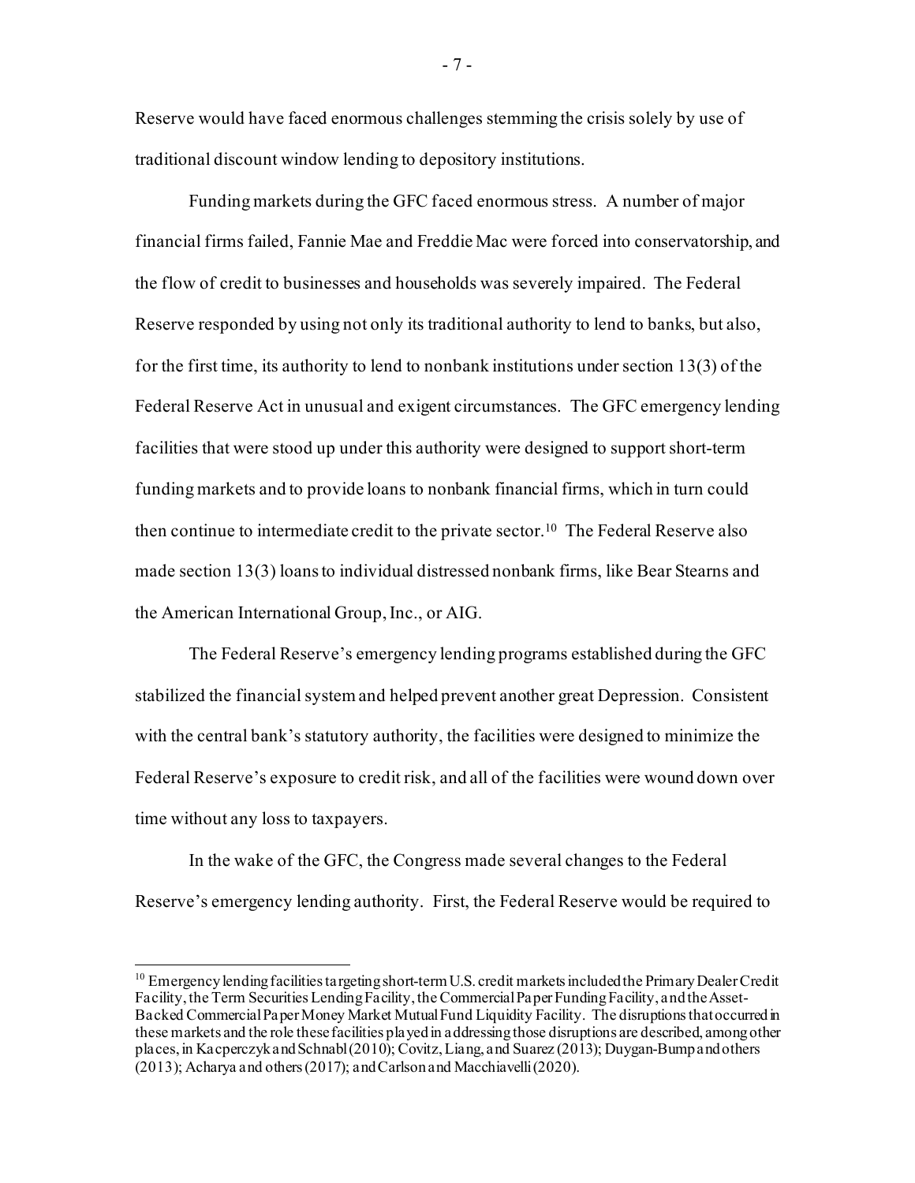Reserve would have faced enormous challenges stemming the crisis solely by use of traditional discount window lending to depository institutions.

Funding markets during the GFC faced enormous stress. A number of major financial firms failed, Fannie Mae and Freddie Mac were forced into conservatorship, and the flow of credit to businesses and households was severely impaired. The Federal Reserve responded by using not only its traditional authority to lend to banks, but also, for the first time, its authority to lend to nonbank institutions under section 13(3) of the Federal Reserve Act in unusual and exigent circumstances. The GFC emergency lending facilities that were stood up under this authority were designed to support short-term funding markets and to provide loans to nonbank financial firms, which in turn could then continue to intermediate credit to the private sector.[10] The Federal Reserve also made section 13(3) loans to individual distressed nonbank firms, like Bear Stearns and the American International Group, Inc., or AIG.

The Federal Reserve's emergency lending programs established during the GFC stabilized the financial system and helped prevent another great Depression. Consistent with the central bank's statutory authority, the facilities were designed to minimize the Federal Reserve's exposure to credit risk, and all of the facilities were wound down over time without any loss to taxpayers.

In the wake of the GFC, the Congress made several changes to the Federal Reserve's emergency lending authority. First, the Federal Reserve would be required to

---

[10] Emergency lending facilities targeting short-term U.S. credit markets included the Primary Dealer Credit Facility, the Term Securities Lending Facility, the Commercial Paper Funding Facility, and the Asset-Backed Commercial Paper Money Market Mutual Fund Liquidity Facility. The disruptions that occurred in these markets and the role these facilities played in addressing those disruptions are described, among other places, in Kacperczyk and Schnabl (2010); Covitz, Liang, and Suarez (2013); Duygan-Bump and others (2013); Acharya and others (2017); and Carlson and Macchiavelli (2020).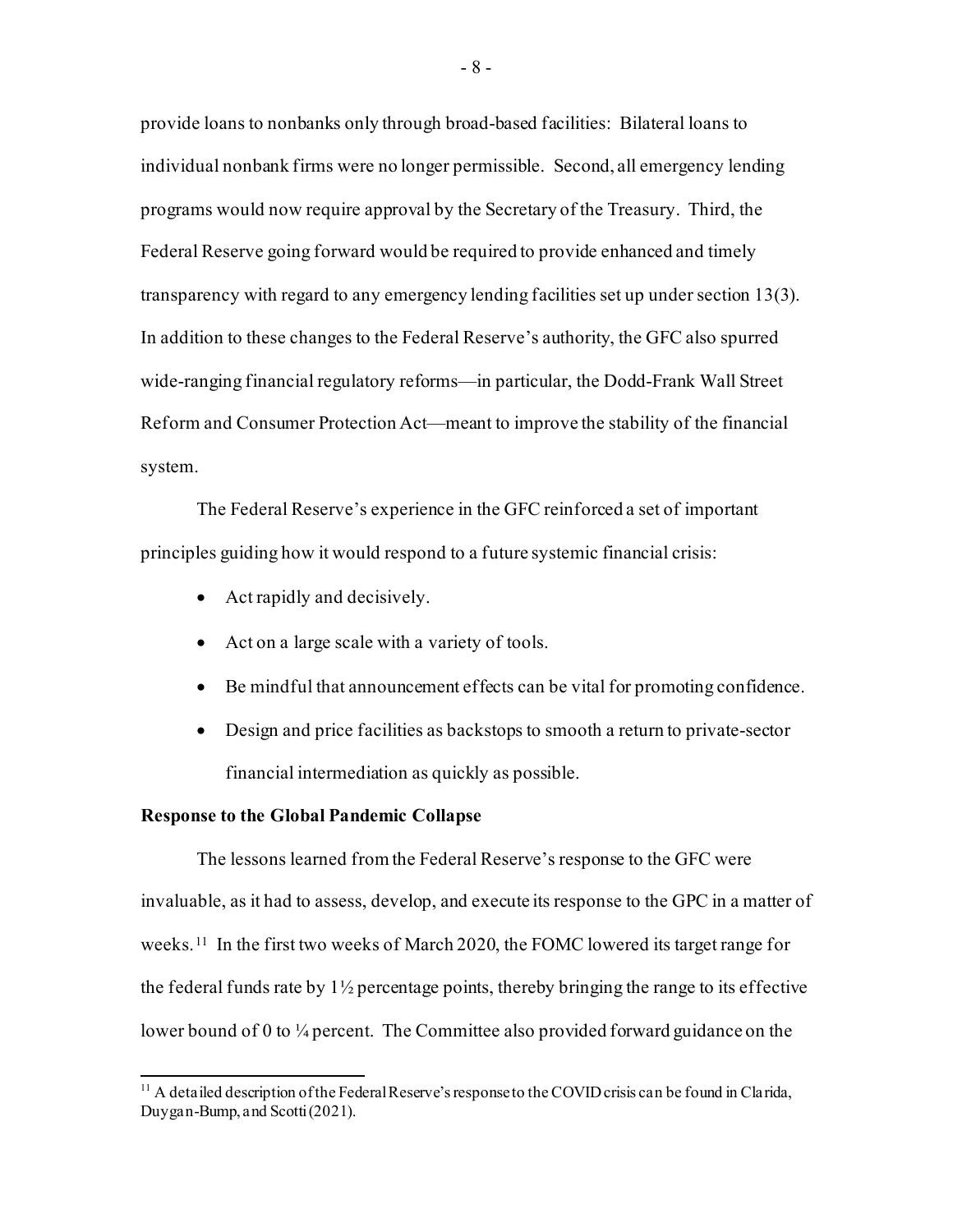provide loans to nonbanks only through broad-based facilities: Bilateral loans to individual nonbank firms were no longer permissible. Second, all emergency lending programs would now require approval by the Secretary of the Treasury. Third, the Federal Reserve going forward would be required to provide enhanced and timely transparency with regard to any emergency lending facilities set up under section 13(3). In addition to these changes to the Federal Reserve's authority, the GFC also spurred wide-ranging financial regulatory reforms—in particular, the Dodd-Frank Wall Street Reform and Consumer Protection Act—meant to improve the stability of the financial system.

The Federal Reserve's experience in the GFC reinforced a set of important principles guiding how it would respond to a future systemic financial crisis:

- Act rapidly and decisively.
- Act on a large scale with a variety of tools.
- Be mindful that announcement effects can be vital for promoting confidence.
- Design and price facilities as backstops to smooth a return to private-sector financial intermediation as quickly as possible.

**Response to the Global Pandemic Collapse**

The lessons learned from the Federal Reserve's response to the GFC were invaluable, as it had to assess, develop, and execute its response to the GPC in a matter of weeks.[11] In the first two weeks of March 2020, the FOMC lowered its target range for the federal funds rate by 1½ percentage points, thereby bringing the range to its effective lower bound of 0 to ¼ percent. The Committee also provided forward guidance on the

[11] A detailed description of the Federal Reserve's response to the COVID crisis can be found in Clarida, Duygan-Bump, and Scotti (2021).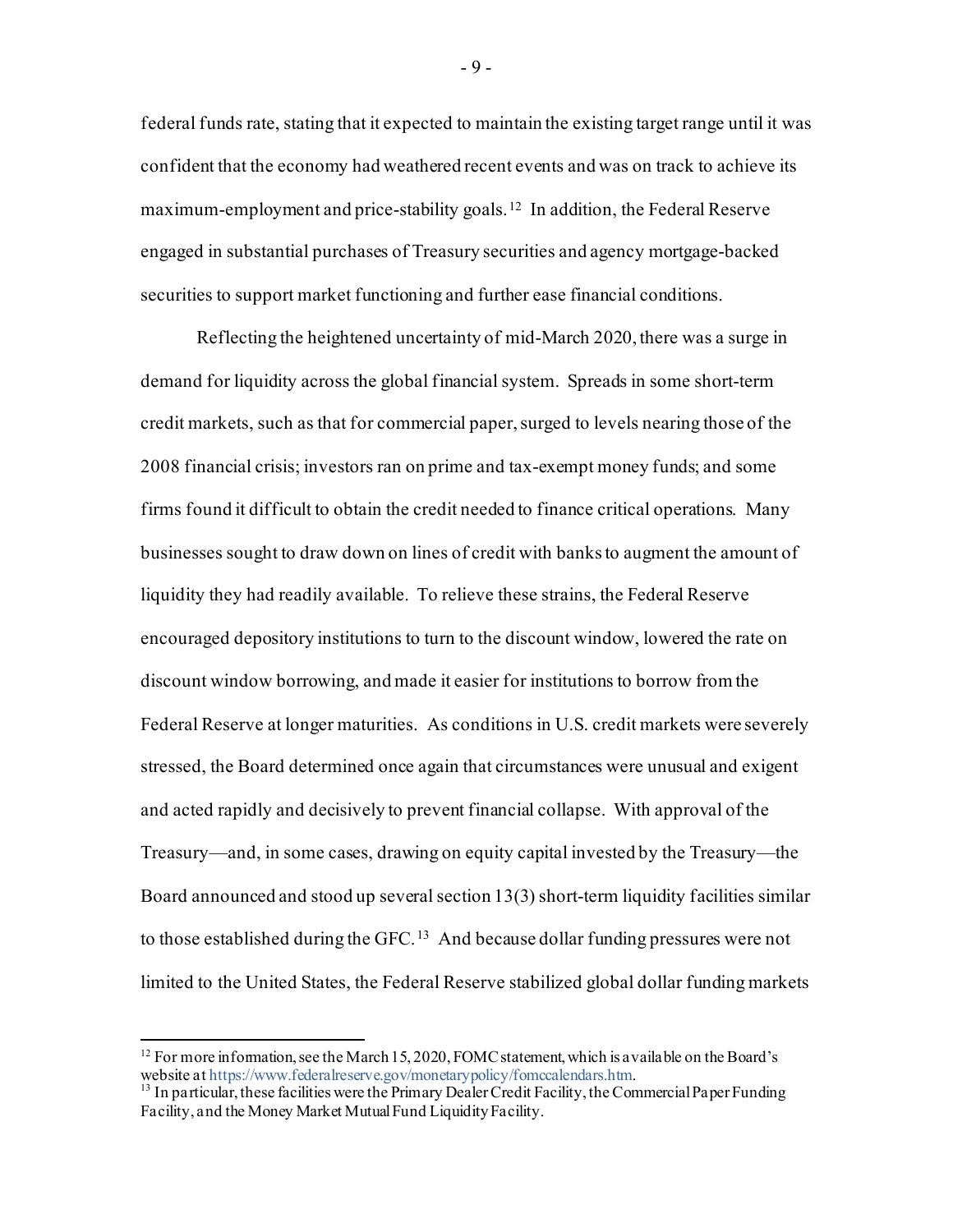federal funds rate, stating that it expected to maintain the existing target range until it was confident that the economy had weathered recent events and was on track to achieve its maximum-employment and price-stability goals.[12] In addition, the Federal Reserve engaged in substantial purchases of Treasury securities and agency mortgage-backed securities to support market functioning and further ease financial conditions.

Reflecting the heightened uncertainty of mid-March 2020, there was a surge in demand for liquidity across the global financial system. Spreads in some short-term credit markets, such as that for commercial paper, surged to levels nearing those of the 2008 financial crisis; investors ran on prime and tax-exempt money funds; and some firms found it difficult to obtain the credit needed to finance critical operations. Many businesses sought to draw down on lines of credit with banks to augment the amount of liquidity they had readily available. To relieve these strains, the Federal Reserve encouraged depository institutions to turn to the discount window, lowered the rate on discount window borrowing, and made it easier for institutions to borrow from the Federal Reserve at longer maturities. As conditions in U.S. credit markets were severely stressed, the Board determined once again that circumstances were unusual and exigent and acted rapidly and decisively to prevent financial collapse. With approval of the Treasury—and, in some cases, drawing on equity capital invested by the Treasury—the Board announced and stood up several section 13(3) short-term liquidity facilities similar to those established during the GFC.[13] And because dollar funding pressures were not limited to the United States, the Federal Reserve stabilized global dollar funding markets

---

[12] For more information, see the March 15, 2020, FOMC statement, which is available on the Board's website at https://www.federalreserve.gov/monetarypolicy/fomccalendars.htm.

[13] In particular, these facilities were the Primary Dealer Credit Facility, the Commercial Paper Funding Facility, and the Money Market Mutual Fund Liquidity Facility.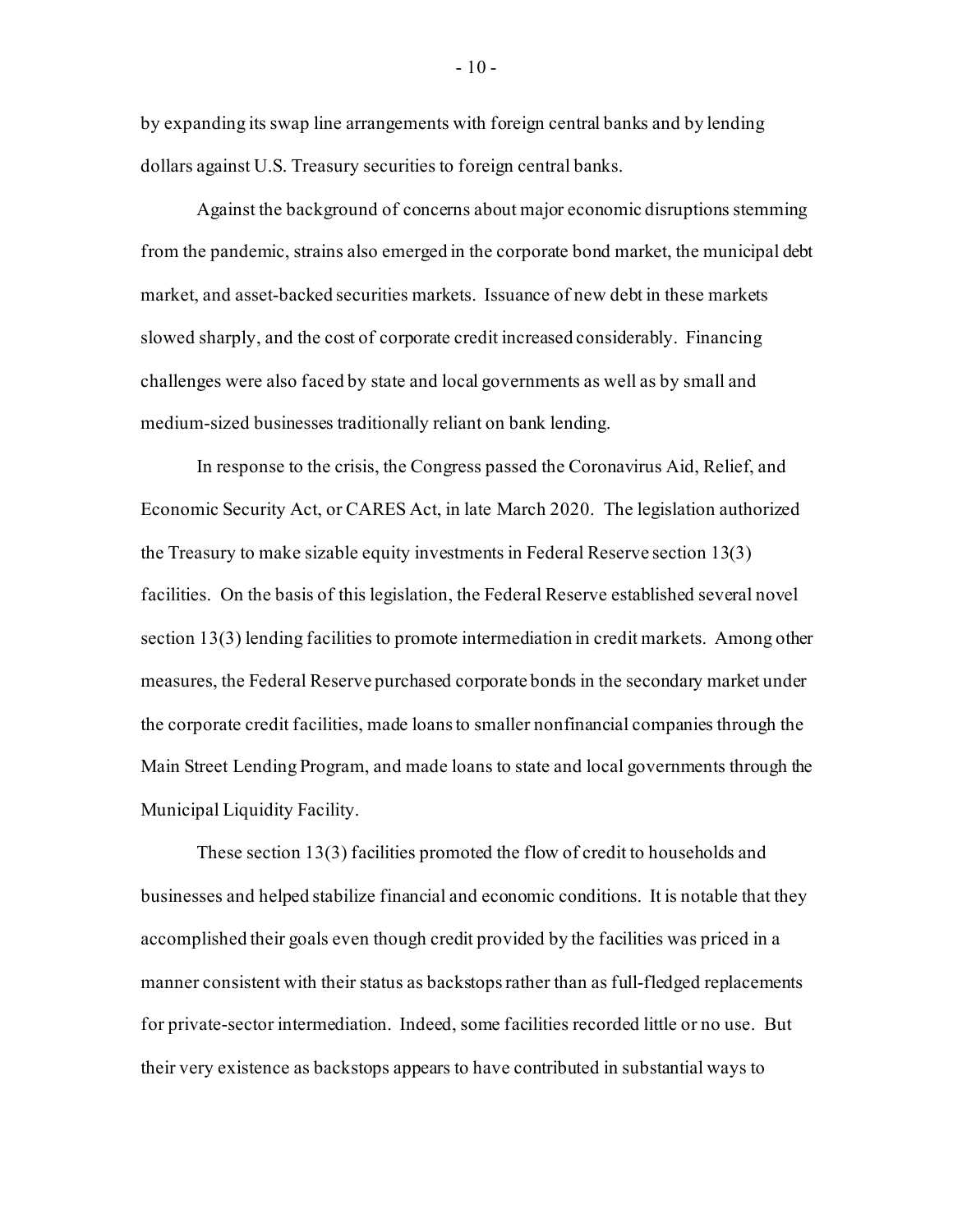by expanding its swap line arrangements with foreign central banks and by lending dollars against U.S. Treasury securities to foreign central banks.

Against the background of concerns about major economic disruptions stemming from the pandemic, strains also emerged in the corporate bond market, the municipal debt market, and asset-backed securities markets. Issuance of new debt in these markets slowed sharply, and the cost of corporate credit increased considerably. Financing challenges were also faced by state and local governments as well as by small and medium-sized businesses traditionally reliant on bank lending.

In response to the crisis, the Congress passed the Coronavirus Aid, Relief, and Economic Security Act, or CARES Act, in late March 2020. The legislation authorized the Treasury to make sizable equity investments in Federal Reserve section 13(3) facilities. On the basis of this legislation, the Federal Reserve established several novel section 13(3) lending facilities to promote intermediation in credit markets. Among other measures, the Federal Reserve purchased corporate bonds in the secondary market under the corporate credit facilities, made loans to smaller nonfinancial companies through the Main Street Lending Program, and made loans to state and local governments through the Municipal Liquidity Facility.

These section 13(3) facilities promoted the flow of credit to households and businesses and helped stabilize financial and economic conditions. It is notable that they accomplished their goals even though credit provided by the facilities was priced in a manner consistent with their status as backstops rather than as full-fledged replacements for private-sector intermediation. Indeed, some facilities recorded little or no use. But their very existence as backstops appears to have contributed in substantial ways to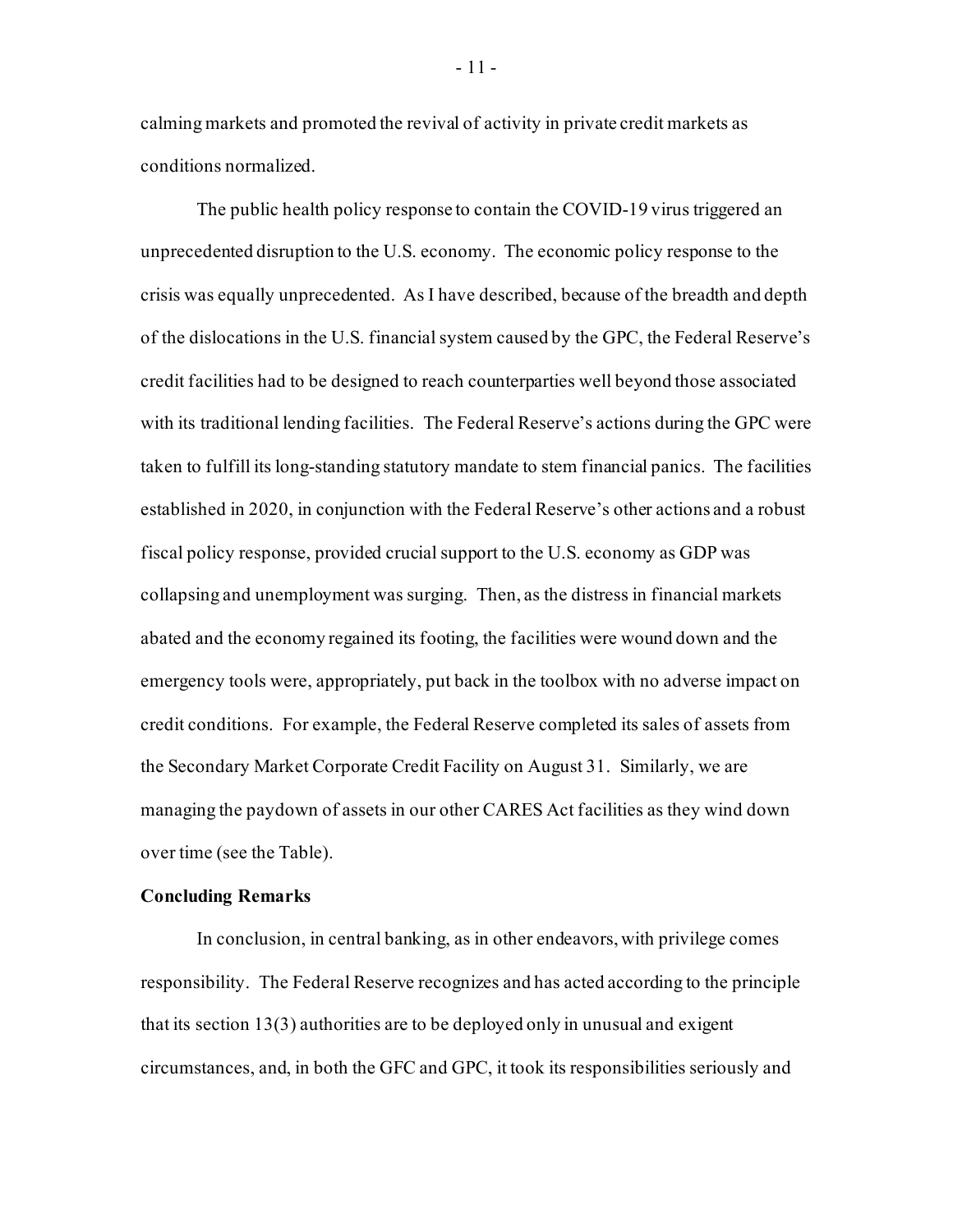calming markets and promoted the revival of activity in private credit markets as conditions normalized.

The public health policy response to contain the COVID-19 virus triggered an unprecedented disruption to the U.S. economy. The economic policy response to the crisis was equally unprecedented. As I have described, because of the breadth and depth of the dislocations in the U.S. financial system caused by the GPC, the Federal Reserve's credit facilities had to be designed to reach counterparties well beyond those associated with its traditional lending facilities. The Federal Reserve's actions during the GPC were taken to fulfill its long-standing statutory mandate to stem financial panics. The facilities established in 2020, in conjunction with the Federal Reserve's other actions and a robust fiscal policy response, provided crucial support to the U.S. economy as GDP was collapsing and unemployment was surging. Then, as the distress in financial markets abated and the economy regained its footing, the facilities were wound down and the emergency tools were, appropriately, put back in the toolbox with no adverse impact on credit conditions. For example, the Federal Reserve completed its sales of assets from the Secondary Market Corporate Credit Facility on August 31. Similarly, we are managing the paydown of assets in our other CARES Act facilities as they wind down over time (see the Table).

**Concluding Remarks**

In conclusion, in central banking, as in other endeavors, with privilege comes responsibility. The Federal Reserve recognizes and has acted according to the principle that its section 13(3) authorities are to be deployed only in unusual and exigent circumstances, and, in both the GFC and GPC, it took its responsibilities seriously and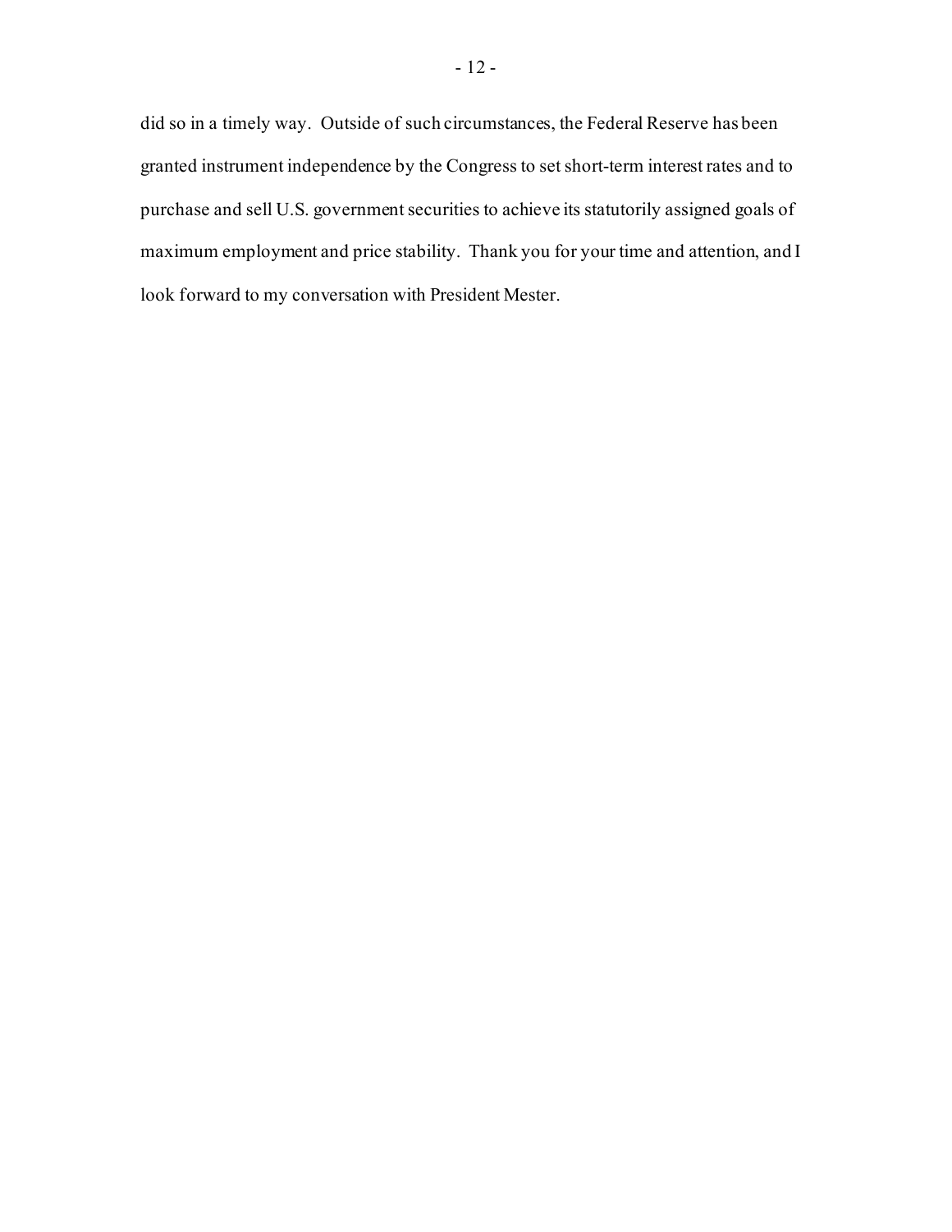did so in a timely way. Outside of such circumstances, the Federal Reserve has been granted instrument independence by the Congress to set short-term interest rates and to purchase and sell U.S. government securities to achieve its statutorily assigned goals of maximum employment and price stability. Thank you for your time and attention, and I look forward to my conversation with President Mester.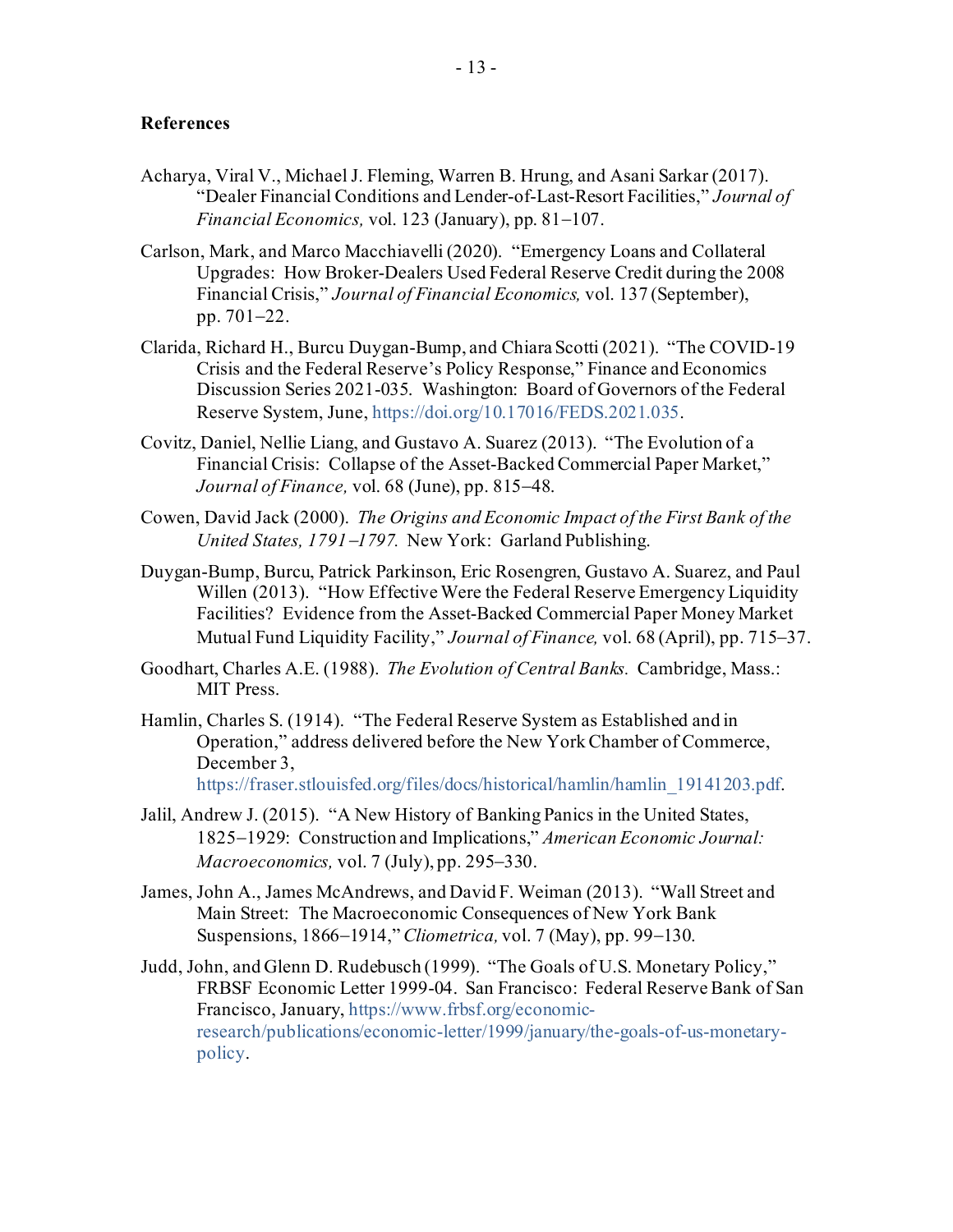**References**

Acharya, Viral V., Michael J. Fleming, Warren B. Hrung, and Asani Sarkar (2017). "Dealer Financial Conditions and Lender-of-Last-Resort Facilities," *Journal of Financial Economics,* vol. 123 (January), pp. 81–107.

Carlson, Mark, and Marco Macchiavelli (2020). "Emergency Loans and Collateral Upgrades: How Broker-Dealers Used Federal Reserve Credit during the 2008 Financial Crisis," *Journal of Financial Economics,* vol. 137 (September), pp. 701–22.

Clarida, Richard H., Burcu Duygan-Bump, and Chiara Scotti (2021). "The COVID-19 Crisis and the Federal Reserve's Policy Response," Finance and Economics Discussion Series 2021-035. Washington: Board of Governors of the Federal Reserve System, June, https://doi.org/10.17016/FEDS.2021.035.

Covitz, Daniel, Nellie Liang, and Gustavo A. Suarez (2013). "The Evolution of a Financial Crisis: Collapse of the Asset-Backed Commercial Paper Market," *Journal of Finance,* vol. 68 (June), pp. 815–48.

Cowen, David Jack (2000). *The Origins and Economic Impact of the First Bank of the United States, 1791–1797.* New York: Garland Publishing.

Duygan-Bump, Burcu, Patrick Parkinson, Eric Rosengren, Gustavo A. Suarez, and Paul Willen (2013). "How Effective Were the Federal Reserve Emergency Liquidity Facilities? Evidence from the Asset-Backed Commercial Paper Money Market Mutual Fund Liquidity Facility," *Journal of Finance,* vol. 68 (April), pp. 715–37.

Goodhart, Charles A.E. (1988). *The Evolution of Central Banks.* Cambridge, Mass.: MIT Press.

Hamlin, Charles S. (1914). "The Federal Reserve System as Established and in Operation," address delivered before the New York Chamber of Commerce, December 3, https://fraser.stlouisfed.org/files/docs/historical/hamlin/hamlin_19141203.pdf.

Jalil, Andrew J. (2015). "A New History of Banking Panics in the United States, 1825–1929: Construction and Implications," *American Economic Journal: Macroeconomics,* vol. 7 (July), pp. 295–330.

James, John A., James McAndrews, and David F. Weiman (2013). "Wall Street and Main Street: The Macroeconomic Consequences of New York Bank Suspensions, 1866–1914," *Cliometrica,* vol. 7 (May), pp. 99–130.

Judd, John, and Glenn D. Rudebusch (1999). "The Goals of U.S. Monetary Policy," FRBSF Economic Letter 1999-04. San Francisco: Federal Reserve Bank of San Francisco, January, https://www.frbsf.org/economic-research/publications/economic-letter/1999/january/the-goals-of-us-monetary-policy.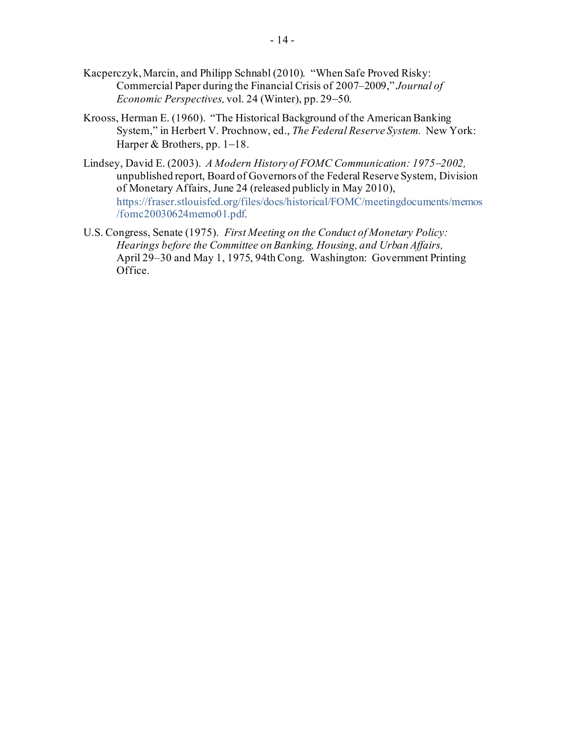Kacperczyk, Marcin, and Philipp Schnabl (2010). "When Safe Proved Risky: Commercial Paper during the Financial Crisis of 2007–2009," *Journal of Economic Perspectives,* vol. 24 (Winter), pp. 29−50.

Krooss, Herman E. (1960). "The Historical Background of the American Banking System," in Herbert V. Prochnow, ed., *The Federal Reserve System.* New York: Harper & Brothers, pp. 1−18.

Lindsey, David E. (2003). *A Modern History of FOMC Communication: 1975–2002,* unpublished report, Board of Governors of the Federal Reserve System, Division of Monetary Affairs, June 24 (released publicly in May 2010), https://fraser.stlouisfed.org/files/docs/historical/FOMC/meetingdocuments/memos/fomc20030624memo01.pdf.

U.S. Congress, Senate (1975). *First Meeting on the Conduct of Monetary Policy: Hearings before the Committee on Banking, Housing, and Urban Affairs,* April 29–30 and May 1, 1975, 94th Cong. Washington: Government Printing Office.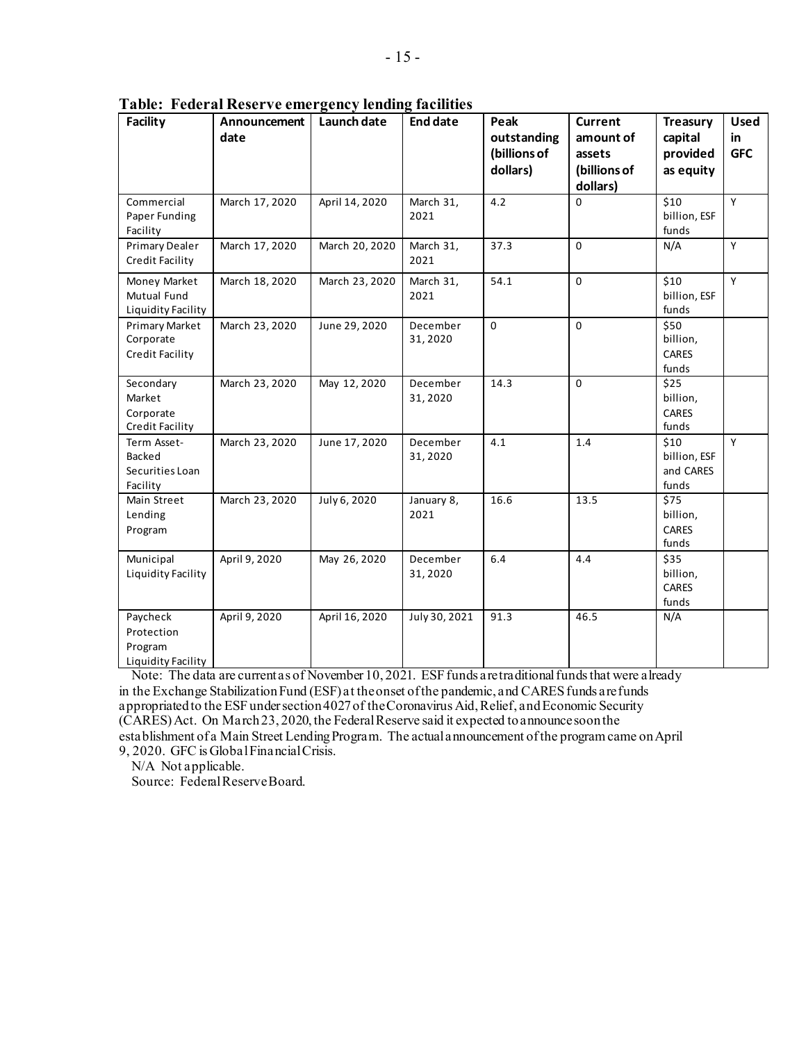**Table: Federal Reserve emergency lending facilities**

| Facility | Announcement date | Launch date | End date | Peak outstanding (billions of dollars) | Current amount of assets (billions of dollars) | Treasury capital provided as equity | Used in GFC |
|---|---|---|---|---|---|---|---|
| Commercial Paper Funding Facility | March 17, 2020 | April 14, 2020 | March 31, 2021 | 4.2 | 0 | $10 billion, ESF funds | Y |
| Primary Dealer Credit Facility | March 17, 2020 | March 20, 2020 | March 31, 2021 | 37.3 | 0 | N/A | Y |
| Money Market Mutual Fund Liquidity Facility | March 18, 2020 | March 23, 2020 | March 31, 2021 | 54.1 | 0 | $10 billion, ESF funds | Y |
| Primary Market Corporate Credit Facility | March 23, 2020 | June 29, 2020 | December 31, 2020 | 0 | 0 | $50 billion, CARES funds | |
| Secondary Market Corporate Credit Facility | March 23, 2020 | May 12, 2020 | December 31, 2020 | 14.3 | 0 | $25 billion, CARES funds | |
| Term Asset-Backed Securities Loan Facility | March 23, 2020 | June 17, 2020 | December 31, 2020 | 4.1 | 1.4 | $10 billion, ESF and CARES funds | Y |
| Main Street Lending Program | March 23, 2020 | July 6, 2020 | January 8, 2021 | 16.6 | 13.5 | $75 billion, CARES funds | |
| Municipal Liquidity Facility | April 9, 2020 | May 26, 2020 | December 31, 2020 | 6.4 | 4.4 | $35 billion, CARES funds | |
| Paycheck Protection Program Liquidity Facility | April 9, 2020 | April 16, 2020 | July 30, 2021 | 91.3 | 46.5 | N/A | |

Note: The data are current as of November 10, 2021. ESF funds are traditional funds that were already in the Exchange Stabilization Fund (ESF) at the onset of the pandemic, and CARES funds are funds appropriated to the ESF under section 4027 of the Coronavirus Aid, Relief, and Economic Security (CARES) Act. On March 23, 2020, the Federal Reserve said it expected to announce soon the establishment of a Main Street Lending Program. The actual announcement of the program came on April 9, 2020. GFC is Global Financial Crisis.

N/A Not applicable.

Source: Federal Reserve Board.